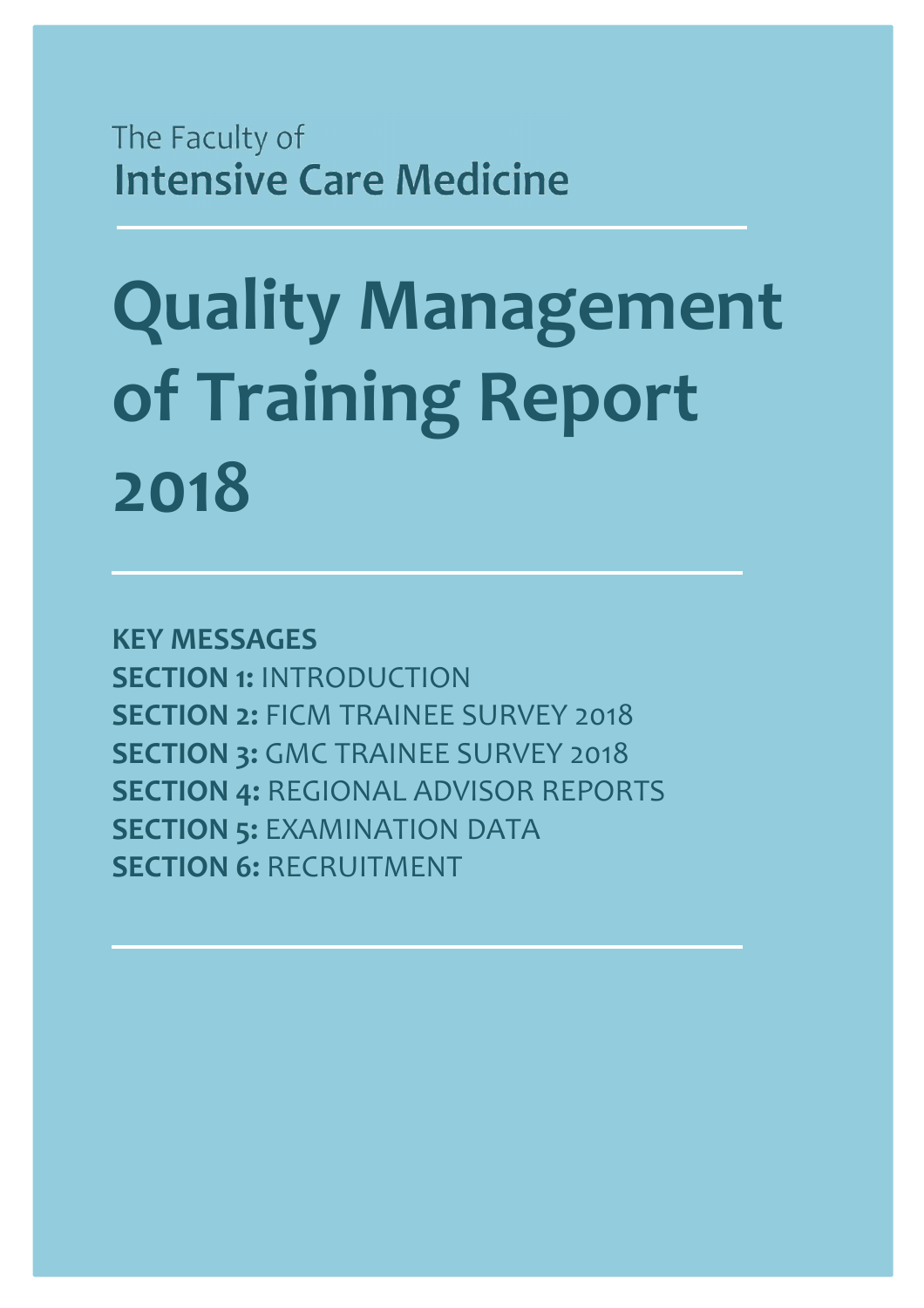The Faculty of
**Intensive Care Medicine**

# Quality Management of Training Report 2018

**KEY MESSAGES**
**SECTION 1:** INTRODUCTION
**SECTION 2:** FICM TRAINEE SURVEY 2018
**SECTION 3:** GMC TRAINEE SURVEY 2018
**SECTION 4:** REGIONAL ADVISOR REPORTS
**SECTION 5:** EXAMINATION DATA
**SECTION 6:** RECRUITMENT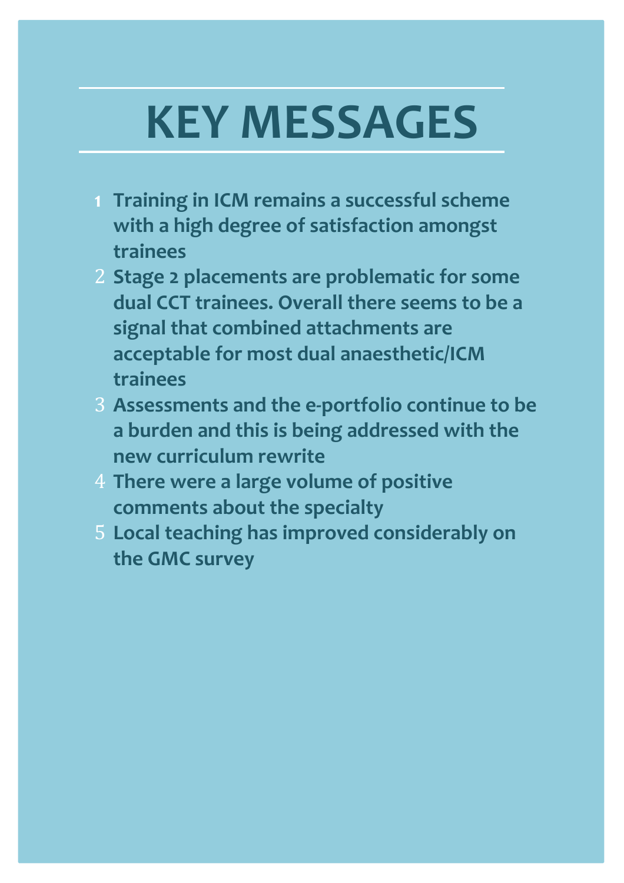# KEY MESSAGES

1. **Training in ICM remains a successful scheme with a high degree of satisfaction amongst trainees**
2. **Stage 2 placements are problematic for some dual CCT trainees. Overall there seems to be a signal that combined attachments are acceptable for most dual anaesthetic/ICM trainees**
3. **Assessments and the e-portfolio continue to be a burden and this is being addressed with the new curriculum rewrite**
4. **There were a large volume of positive comments about the specialty**
5. **Local teaching has improved considerably on the GMC survey**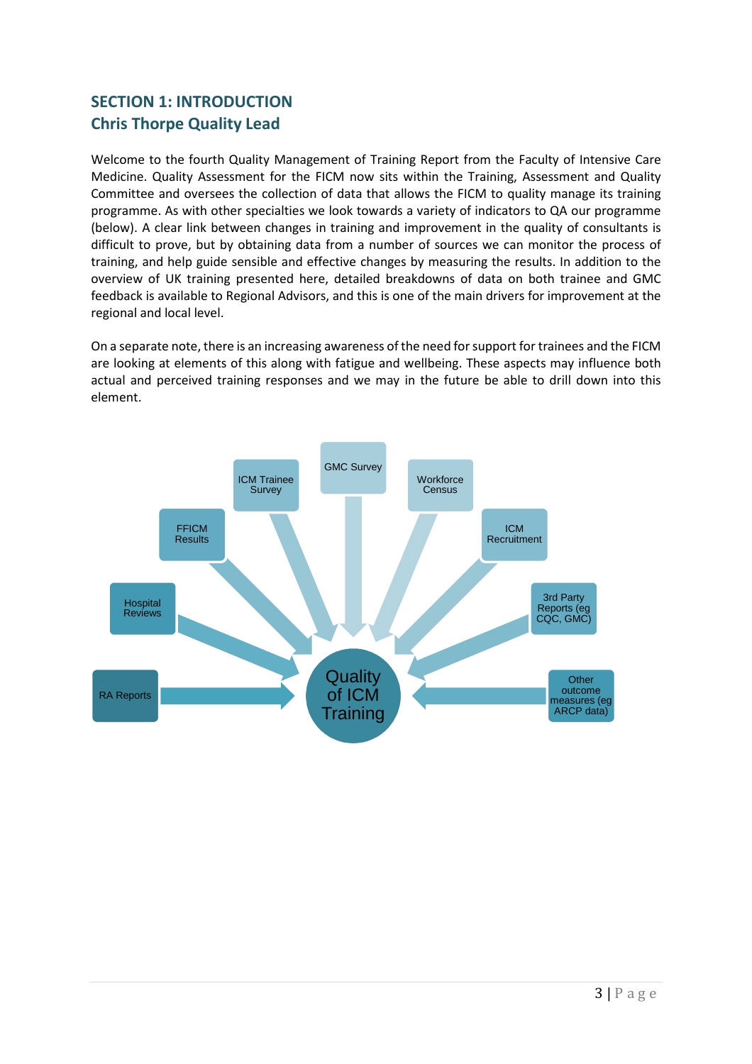## SECTION 1: INTRODUCTION
## Chris Thorpe Quality Lead

Welcome to the fourth Quality Management of Training Report from the Faculty of Intensive Care Medicine. Quality Assessment for the FICM now sits within the Training, Assessment and Quality Committee and oversees the collection of data that allows the FICM to quality manage its training programme. As with other specialties we look towards a variety of indicators to QA our programme (below). A clear link between changes in training and improvement in the quality of consultants is difficult to prove, but by obtaining data from a number of sources we can monitor the process of training, and help guide sensible and effective changes by measuring the results. In addition to the overview of UK training presented here, detailed breakdowns of data on both trainee and GMC feedback is available to Regional Advisors, and this is one of the main drivers for improvement at the regional and local level.

On a separate note, there is an increasing awareness of the need for support for trainees and the FICM are looking at elements of this along with fatigue and wellbeing. These aspects may influence both actual and perceived training responses and we may in the future be able to drill down into this element.

- RA Reports
- Hospital Reviews
- FFICM Results
- ICM Trainee Survey
- GMC Survey
- Workforce Census
- ICM Recruitment
- 3rd Party Reports (eg CQC, GMC)
- Other outcome measures (eg ARCP data)

→ Quality of ICM Training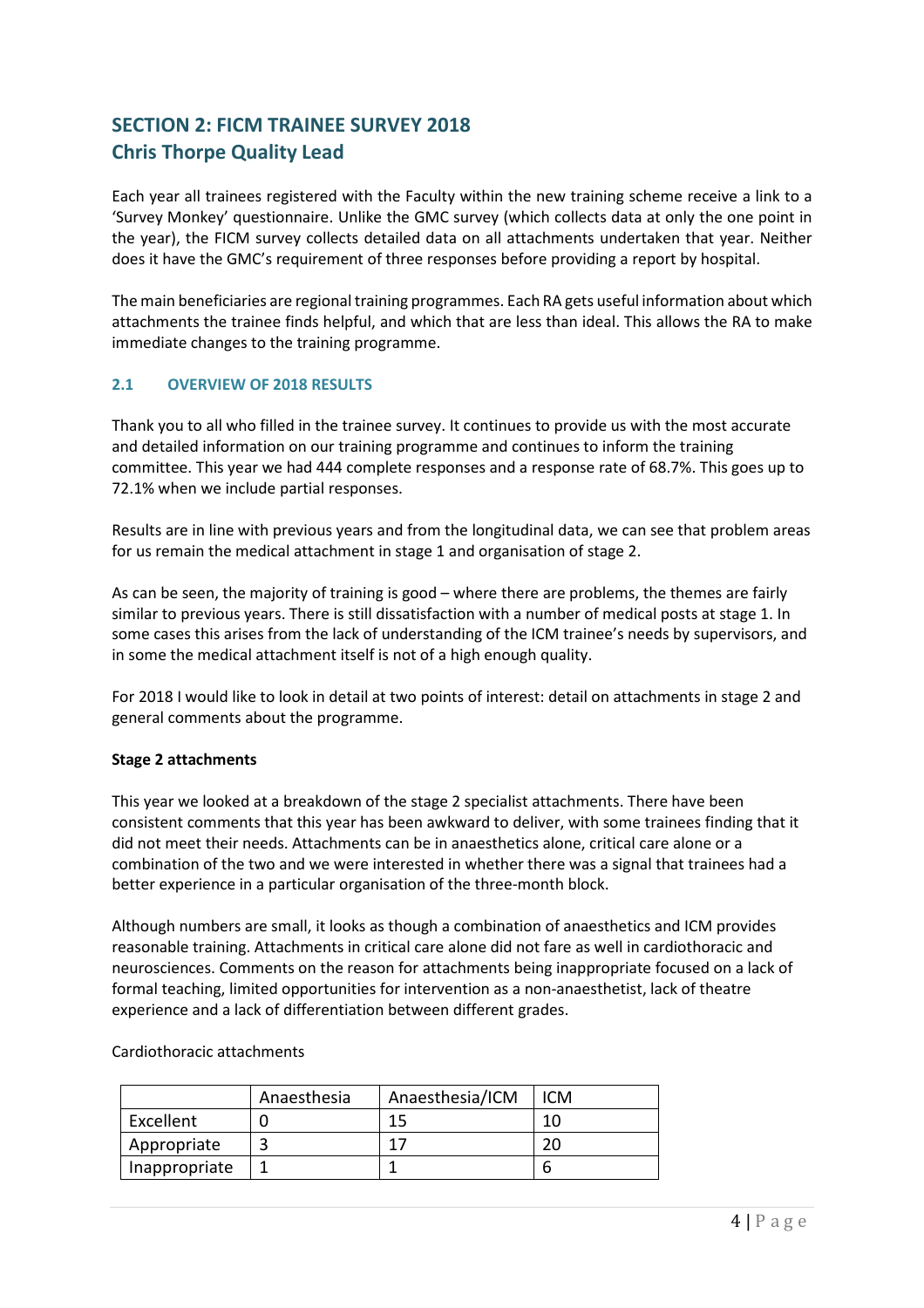## SECTION 2: FICM TRAINEE SURVEY 2018
## Chris Thorpe Quality Lead

Each year all trainees registered with the Faculty within the new training scheme receive a link to a 'Survey Monkey' questionnaire. Unlike the GMC survey (which collects data at only the one point in the year), the FICM survey collects detailed data on all attachments undertaken that year. Neither does it have the GMC's requirement of three responses before providing a report by hospital.

The main beneficiaries are regional training programmes. Each RA gets useful information about which attachments the trainee finds helpful, and which that are less than ideal. This allows the RA to make immediate changes to the training programme.

### 2.1 OVERVIEW OF 2018 RESULTS

Thank you to all who filled in the trainee survey. It continues to provide us with the most accurate and detailed information on our training programme and continues to inform the training committee. This year we had 444 complete responses and a response rate of 68.7%. This goes up to 72.1% when we include partial responses.

Results are in line with previous years and from the longitudinal data, we can see that problem areas for us remain the medical attachment in stage 1 and organisation of stage 2.

As can be seen, the majority of training is good – where there are problems, the themes are fairly similar to previous years. There is still dissatisfaction with a number of medical posts at stage 1. In some cases this arises from the lack of understanding of the ICM trainee's needs by supervisors, and in some the medical attachment itself is not of a high enough quality.

For 2018 I would like to look in detail at two points of interest: detail on attachments in stage 2 and general comments about the programme.

**Stage 2 attachments**

This year we looked at a breakdown of the stage 2 specialist attachments. There have been consistent comments that this year has been awkward to deliver, with some trainees finding that it did not meet their needs. Attachments can be in anaesthetics alone, critical care alone or a combination of the two and we were interested in whether there was a signal that trainees had a better experience in a particular organisation of the three-month block.

Although numbers are small, it looks as though a combination of anaesthetics and ICM provides reasonable training. Attachments in critical care alone did not fare as well in cardiothoracic and neurosciences. Comments on the reason for attachments being inappropriate focused on a lack of formal teaching, limited opportunities for intervention as a non-anaesthetist, lack of theatre experience and a lack of differentiation between different grades.

Cardiothoracic attachments

| | Anaesthesia | Anaesthesia/ICM | ICM |
|---|---|---|---|
| Excellent | 0 | 15 | 10 |
| Appropriate | 3 | 17 | 20 |
| Inappropriate | 1 | 1 | 6 |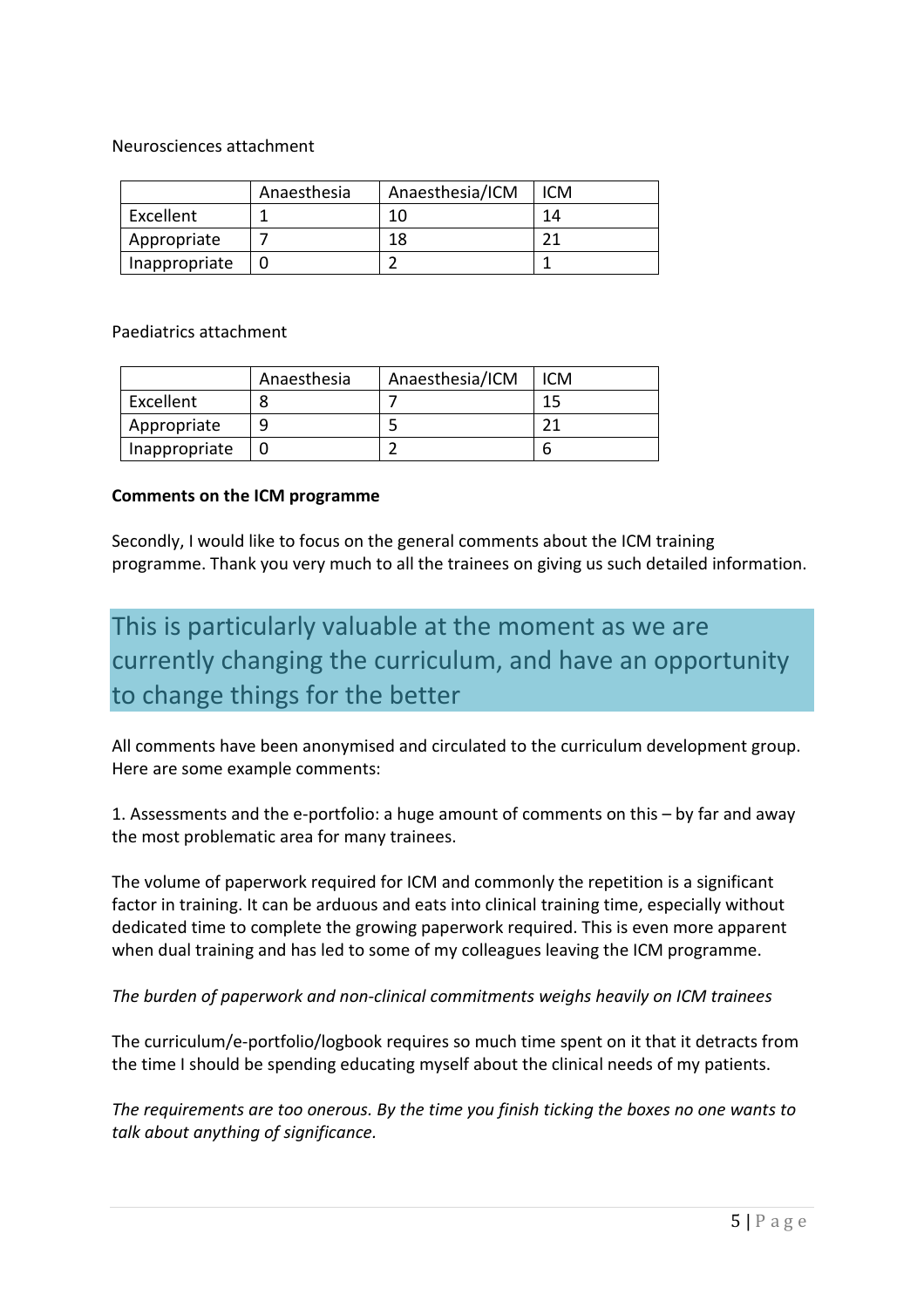Neurosciences attachment

| | Anaesthesia | Anaesthesia/ICM | ICM |
|---|---|---|---|
| Excellent | 1 | 10 | 14 |
| Appropriate | 7 | 18 | 21 |
| Inappropriate | 0 | 2 | 1 |

Paediatrics attachment

| | Anaesthesia | Anaesthesia/ICM | ICM |
|---|---|---|---|
| Excellent | 8 | 7 | 15 |
| Appropriate | 9 | 5 | 21 |
| Inappropriate | 0 | 2 | 6 |

**Comments on the ICM programme**

Secondly, I would like to focus on the general comments about the ICM training programme. Thank you very much to all the trainees on giving us such detailed information.

> This is particularly valuable at the moment as we are currently changing the curriculum, and have an opportunity to change things for the better

All comments have been anonymised and circulated to the curriculum development group. Here are some example comments:

1. Assessments and the e-portfolio: a huge amount of comments on this – by far and away the most problematic area for many trainees.

The volume of paperwork required for ICM and commonly the repetition is a significant factor in training. It can be arduous and eats into clinical training time, especially without dedicated time to complete the growing paperwork required. This is even more apparent when dual training and has led to some of my colleagues leaving the ICM programme.

*The burden of paperwork and non-clinical commitments weighs heavily on ICM trainees*

The curriculum/e-portfolio/logbook requires so much time spent on it that it detracts from the time I should be spending educating myself about the clinical needs of my patients.

*The requirements are too onerous. By the time you finish ticking the boxes no one wants to talk about anything of significance.*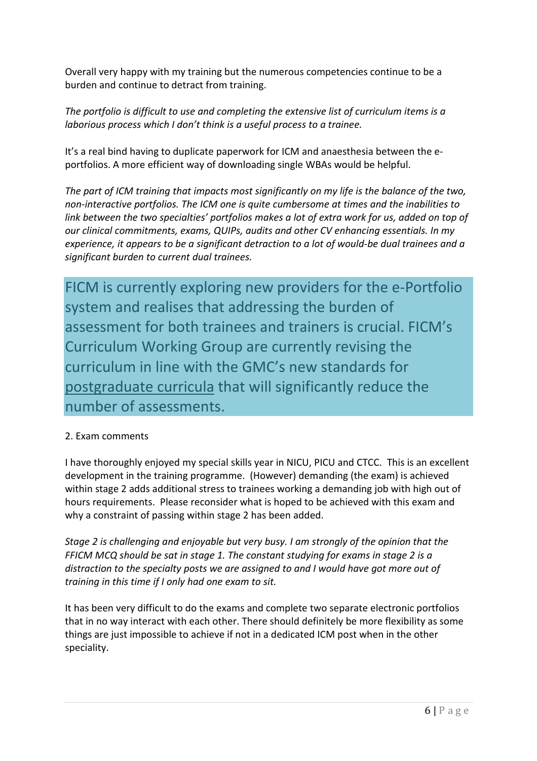Overall very happy with my training but the numerous competencies continue to be a burden and continue to detract from training.

*The portfolio is difficult to use and completing the extensive list of curriculum items is a laborious process which I don't think is a useful process to a trainee.*

It's a real bind having to duplicate paperwork for ICM and anaesthesia between the e-portfolios. A more efficient way of downloading single WBAs would be helpful.

*The part of ICM training that impacts most significantly on my life is the balance of the two, non-interactive portfolios. The ICM one is quite cumbersome at times and the inabilities to link between the two specialties' portfolios makes a lot of extra work for us, added on top of our clinical commitments, exams, QUIPs, audits and other CV enhancing essentials. In my experience, it appears to be a significant detraction to a lot of would-be dual trainees and a significant burden to current dual trainees.*

> FICM is currently exploring new providers for the e-Portfolio system and realises that addressing the burden of assessment for both trainees and trainers is crucial. FICM's Curriculum Working Group are currently revising the curriculum in line with the GMC's new standards for postgraduate curricula that will significantly reduce the number of assessments.

2. Exam comments

I have thoroughly enjoyed my special skills year in NICU, PICU and CTCC. This is an excellent development in the training programme. (However) demanding (the exam) is achieved within stage 2 adds additional stress to trainees working a demanding job with high out of hours requirements. Please reconsider what is hoped to be achieved with this exam and why a constraint of passing within stage 2 has been added.

*Stage 2 is challenging and enjoyable but very busy. I am strongly of the opinion that the FFICM MCQ should be sat in stage 1. The constant studying for exams in stage 2 is a distraction to the specialty posts we are assigned to and I would have got more out of training in this time if I only had one exam to sit.*

It has been very difficult to do the exams and complete two separate electronic portfolios that in no way interact with each other. There should definitely be more flexibility as some things are just impossible to achieve if not in a dedicated ICM post when in the other speciality.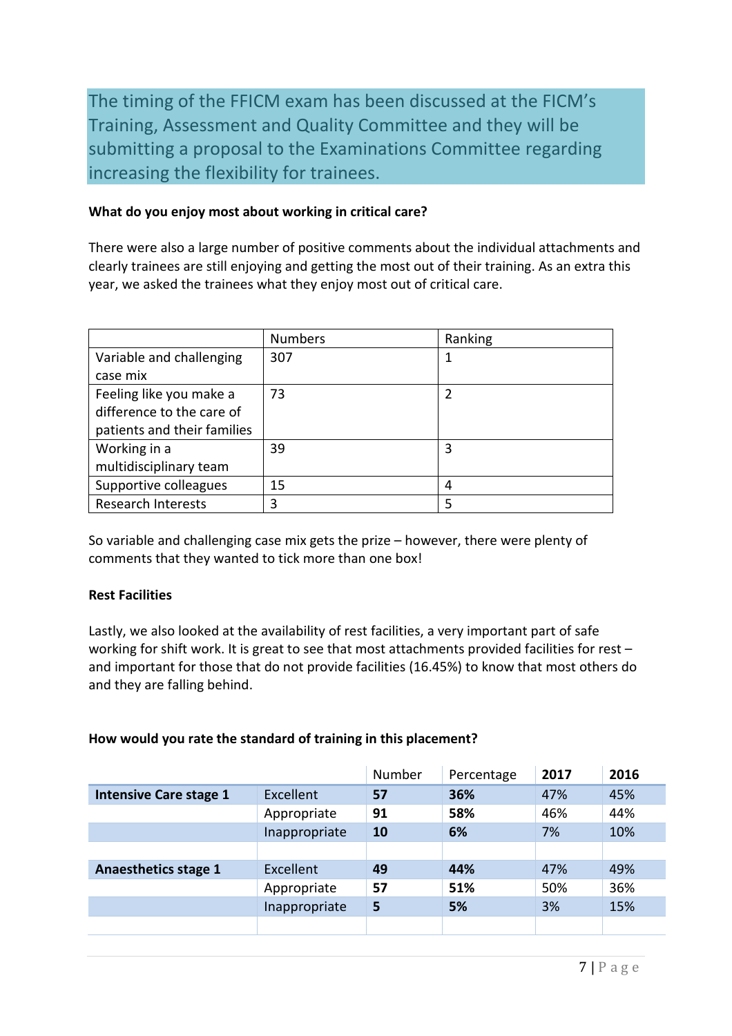The timing of the FFICM exam has been discussed at the FICM's Training, Assessment and Quality Committee and they will be submitting a proposal to the Examinations Committee regarding increasing the flexibility for trainees.

**What do you enjoy most about working in critical care?**

There were also a large number of positive comments about the individual attachments and clearly trainees are still enjoying and getting the most out of their training. As an extra this year, we asked the trainees what they enjoy most out of critical care.

| | Numbers | Ranking |
|---|---|---|
| Variable and challenging case mix | 307 | 1 |
| Feeling like you make a difference to the care of patients and their families | 73 | 2 |
| Working in a multidisciplinary team | 39 | 3 |
| Supportive colleagues | 15 | 4 |
| Research Interests | 3 | 5 |

So variable and challenging case mix gets the prize – however, there were plenty of comments that they wanted to tick more than one box!

**Rest Facilities**

Lastly, we also looked at the availability of rest facilities, a very important part of safe working for shift work. It is great to see that most attachments provided facilities for rest – and important for those that do not provide facilities (16.45%) to know that most others do and they are falling behind.

**How would you rate the standard of training in this placement?**

| | | Number | Percentage | **2017** | **2016** |
|---|---|---|---|---|---|
| **Intensive Care stage 1** | Excellent | **57** | **36%** | 47% | 45% |
| | Appropriate | **91** | **58%** | 46% | 44% |
| | Inappropriate | **10** | **6%** | 7% | 10% |
| | | | | | |
| **Anaesthetics stage 1** | Excellent | **49** | **44%** | 47% | 49% |
| | Appropriate | **57** | **51%** | 50% | 36% |
| | Inappropriate | **5** | **5%** | 3% | 15% |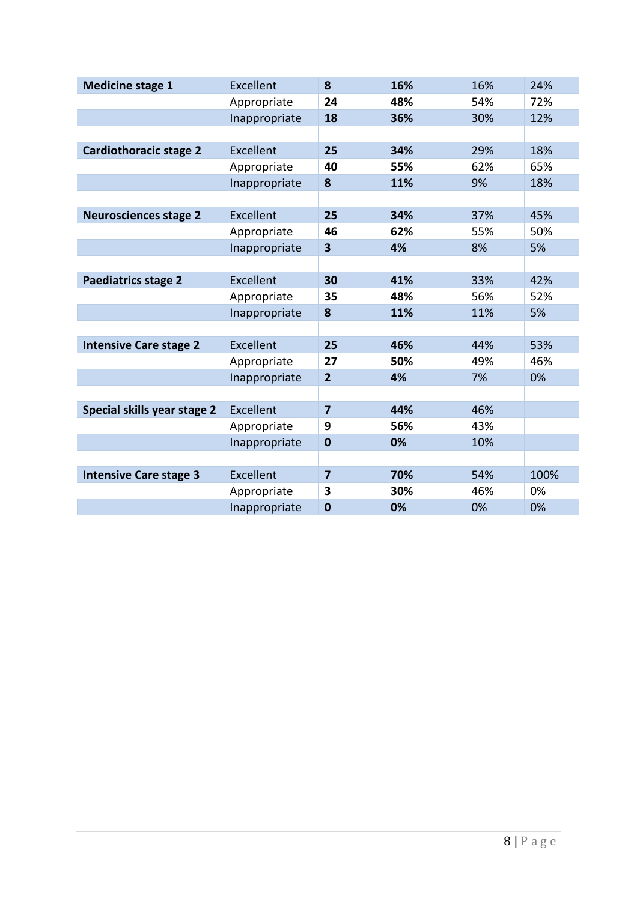| | | | | | |
|---|---|---|---|---|---|
| **Medicine stage 1** | Excellent | **8** | **16%** | 16% | 24% |
| | Appropriate | **24** | **48%** | 54% | 72% |
| | Inappropriate | **18** | **36%** | 30% | 12% |
| | | | | | |
| **Cardiothoracic stage 2** | Excellent | **25** | **34%** | 29% | 18% |
| | Appropriate | **40** | **55%** | 62% | 65% |
| | Inappropriate | **8** | **11%** | 9% | 18% |
| | | | | | |
| **Neurosciences stage 2** | Excellent | **25** | **34%** | 37% | 45% |
| | Appropriate | **46** | **62%** | 55% | 50% |
| | Inappropriate | **3** | **4%** | 8% | 5% |
| | | | | | |
| **Paediatrics stage 2** | Excellent | **30** | **41%** | 33% | 42% |
| | Appropriate | **35** | **48%** | 56% | 52% |
| | Inappropriate | **8** | **11%** | 11% | 5% |
| | | | | | |
| **Intensive Care stage 2** | Excellent | **25** | **46%** | 44% | 53% |
| | Appropriate | **27** | **50%** | 49% | 46% |
| | Inappropriate | **2** | **4%** | 7% | 0% |
| | | | | | |
| **Special skills year stage 2** | Excellent | **7** | **44%** | 46% | |
| | Appropriate | **9** | **56%** | 43% | |
| | Inappropriate | **0** | **0%** | 10% | |
| | | | | | |
| **Intensive Care stage 3** | Excellent | **7** | **70%** | 54% | 100% |
| | Appropriate | **3** | **30%** | 46% | 0% |
| | Inappropriate | **0** | **0%** | 0% | 0% |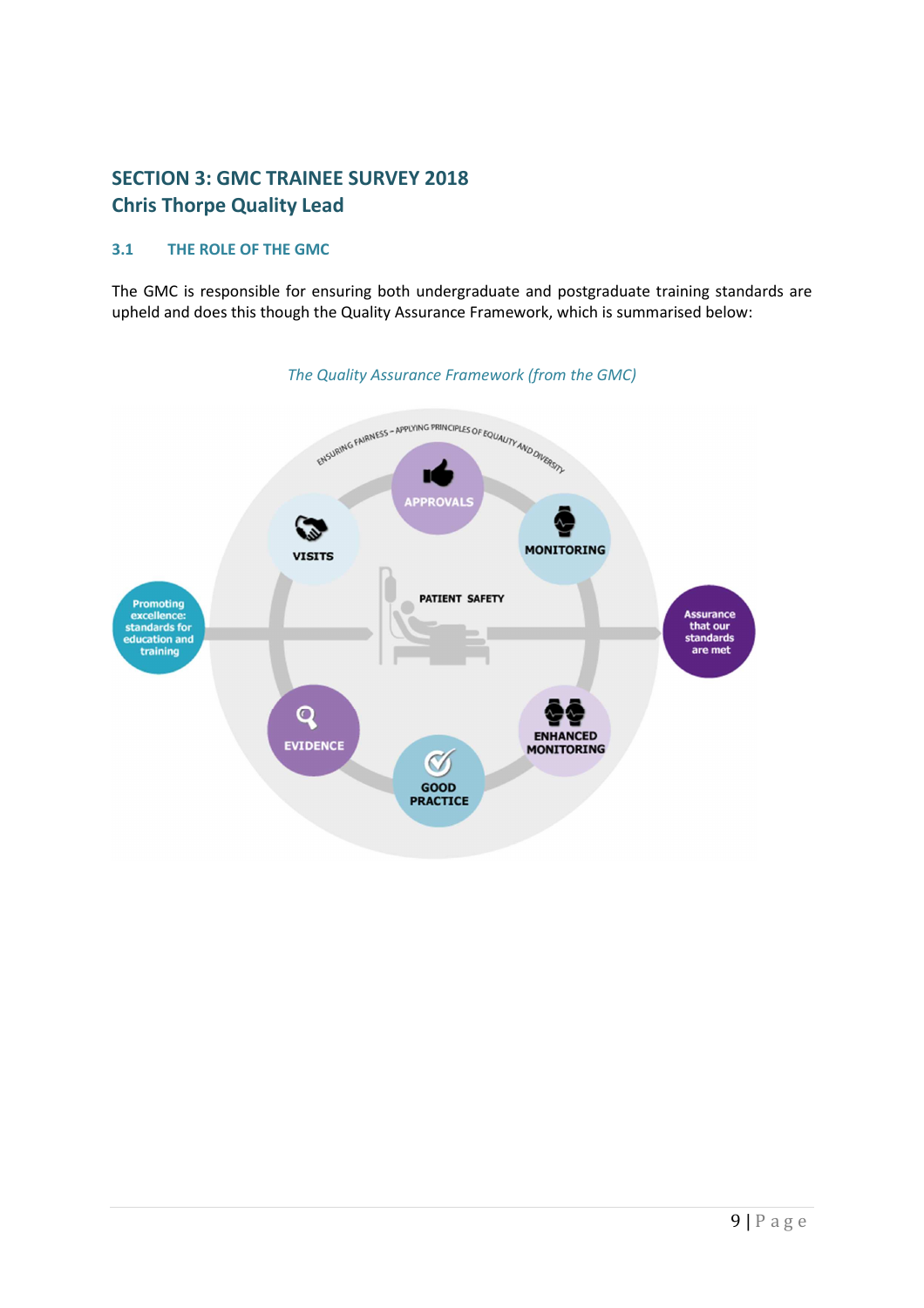## SECTION 3: GMC TRAINEE SURVEY 2018
## Chris Thorpe Quality Lead

### 3.1 THE ROLE OF THE GMC

The GMC is responsible for ensuring both undergraduate and postgraduate training standards are upheld and does this though the Quality Assurance Framework, which is summarised below:

*The Quality Assurance Framework (from the GMC)*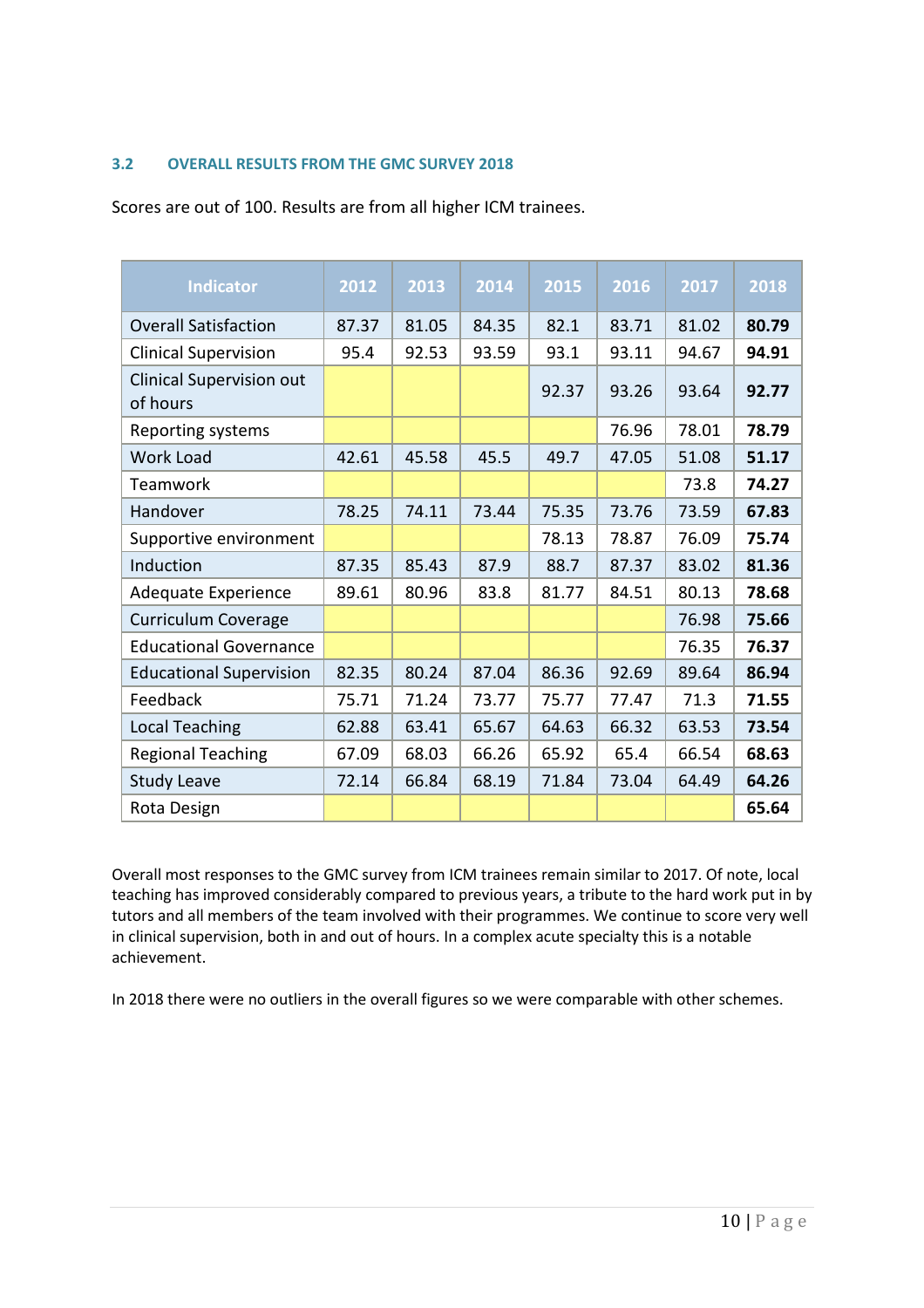### 3.2 OVERALL RESULTS FROM THE GMC SURVEY 2018

Scores are out of 100. Results are from all higher ICM trainees.

| Indicator | 2012 | 2013 | 2014 | 2015 | 2016 | 2017 | 2018 |
|---|---|---|---|---|---|---|---|
| Overall Satisfaction | 87.37 | 81.05 | 84.35 | 82.1 | 83.71 | 81.02 | **80.79** |
| Clinical Supervision | 95.4 | 92.53 | 93.59 | 93.1 | 93.11 | 94.67 | **94.91** |
| Clinical Supervision out of hours | | | | 92.37 | 93.26 | 93.64 | **92.77** |
| Reporting systems | | | | | 76.96 | 78.01 | **78.79** |
| Work Load | 42.61 | 45.58 | 45.5 | 49.7 | 47.05 | 51.08 | **51.17** |
| Teamwork | | | | | | 73.8 | **74.27** |
| Handover | 78.25 | 74.11 | 73.44 | 75.35 | 73.76 | 73.59 | **67.83** |
| Supportive environment | | | | 78.13 | 78.87 | 76.09 | **75.74** |
| Induction | 87.35 | 85.43 | 87.9 | 88.7 | 87.37 | 83.02 | **81.36** |
| Adequate Experience | 89.61 | 80.96 | 83.8 | 81.77 | 84.51 | 80.13 | **78.68** |
| Curriculum Coverage | | | | | | 76.98 | **75.66** |
| Educational Governance | | | | | | 76.35 | **76.37** |
| Educational Supervision | 82.35 | 80.24 | 87.04 | 86.36 | 92.69 | 89.64 | **86.94** |
| Feedback | 75.71 | 71.24 | 73.77 | 75.77 | 77.47 | 71.3 | **71.55** |
| Local Teaching | 62.88 | 63.41 | 65.67 | 64.63 | 66.32 | 63.53 | **73.54** |
| Regional Teaching | 67.09 | 68.03 | 66.26 | 65.92 | 65.4 | 66.54 | **68.63** |
| Study Leave | 72.14 | 66.84 | 68.19 | 71.84 | 73.04 | 64.49 | **64.26** |
| Rota Design | | | | | | | **65.64** |

Overall most responses to the GMC survey from ICM trainees remain similar to 2017. Of note, local teaching has improved considerably compared to previous years, a tribute to the hard work put in by tutors and all members of the team involved with their programmes. We continue to score very well in clinical supervision, both in and out of hours. In a complex acute specialty this is a notable achievement.

In 2018 there were no outliers in the overall figures so we were comparable with other schemes.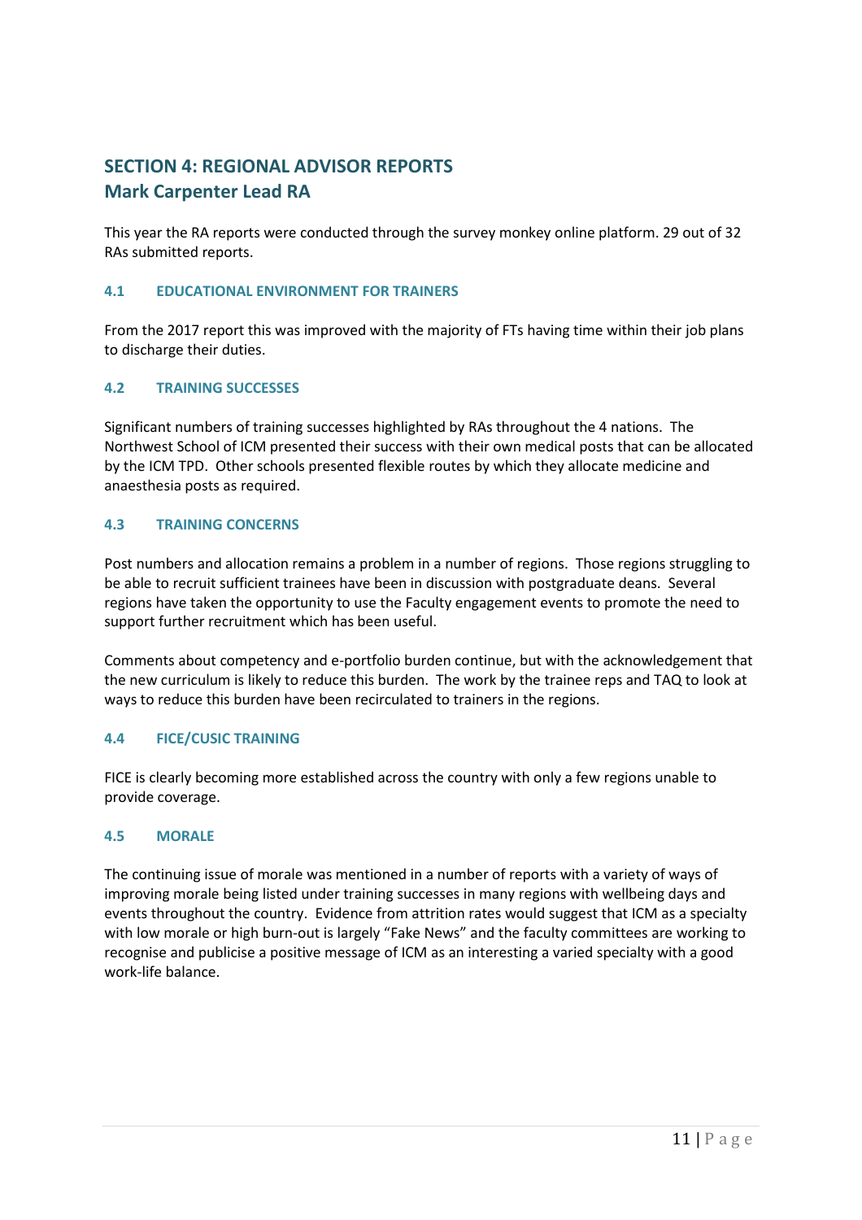## SECTION 4: REGIONAL ADVISOR REPORTS
## Mark Carpenter Lead RA

This year the RA reports were conducted through the survey monkey online platform. 29 out of 32 RAs submitted reports.

### 4.1 EDUCATIONAL ENVIRONMENT FOR TRAINERS

From the 2017 report this was improved with the majority of FTs having time within their job plans to discharge their duties.

### 4.2 TRAINING SUCCESSES

Significant numbers of training successes highlighted by RAs throughout the 4 nations. The Northwest School of ICM presented their success with their own medical posts that can be allocated by the ICM TPD. Other schools presented flexible routes by which they allocate medicine and anaesthesia posts as required.

### 4.3 TRAINING CONCERNS

Post numbers and allocation remains a problem in a number of regions. Those regions struggling to be able to recruit sufficient trainees have been in discussion with postgraduate deans. Several regions have taken the opportunity to use the Faculty engagement events to promote the need to support further recruitment which has been useful.

Comments about competency and e-portfolio burden continue, but with the acknowledgement that the new curriculum is likely to reduce this burden. The work by the trainee reps and TAQ to look at ways to reduce this burden have been recirculated to trainers in the regions.

### 4.4 FICE/CUSIC TRAINING

FICE is clearly becoming more established across the country with only a few regions unable to provide coverage.

### 4.5 MORALE

The continuing issue of morale was mentioned in a number of reports with a variety of ways of improving morale being listed under training successes in many regions with wellbeing days and events throughout the country. Evidence from attrition rates would suggest that ICM as a specialty with low morale or high burn-out is largely "Fake News" and the faculty committees are working to recognise and publicise a positive message of ICM as an interesting a varied specialty with a good work-life balance.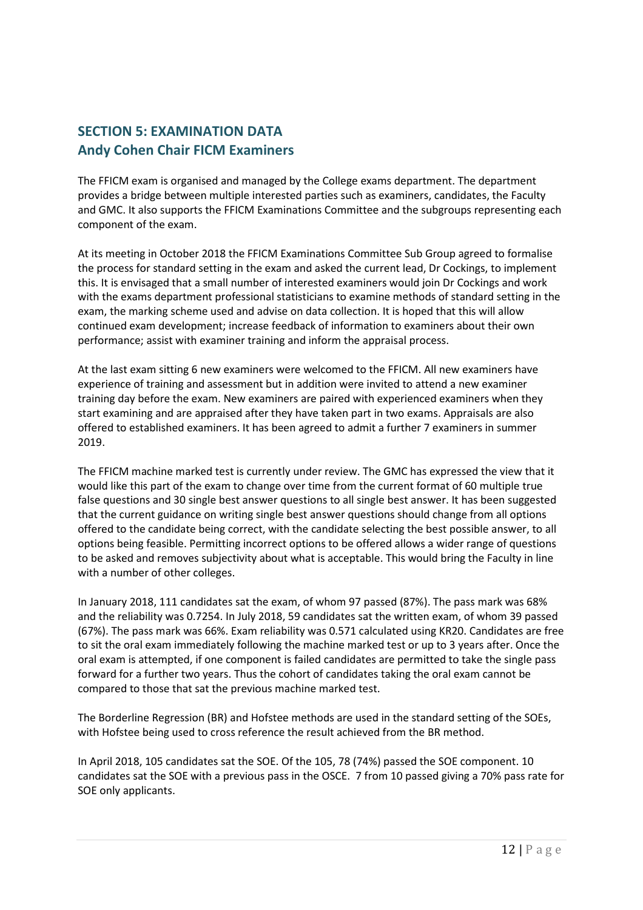## SECTION 5: EXAMINATION DATA
## Andy Cohen Chair FICM Examiners

The FFICM exam is organised and managed by the College exams department. The department provides a bridge between multiple interested parties such as examiners, candidates, the Faculty and GMC. It also supports the FFICM Examinations Committee and the subgroups representing each component of the exam.

At its meeting in October 2018 the FFICM Examinations Committee Sub Group agreed to formalise the process for standard setting in the exam and asked the current lead, Dr Cockings, to implement this. It is envisaged that a small number of interested examiners would join Dr Cockings and work with the exams department professional statisticians to examine methods of standard setting in the exam, the marking scheme used and advise on data collection. It is hoped that this will allow continued exam development; increase feedback of information to examiners about their own performance; assist with examiner training and inform the appraisal process.

At the last exam sitting 6 new examiners were welcomed to the FFICM. All new examiners have experience of training and assessment but in addition were invited to attend a new examiner training day before the exam. New examiners are paired with experienced examiners when they start examining and are appraised after they have taken part in two exams. Appraisals are also offered to established examiners. It has been agreed to admit a further 7 examiners in summer 2019.

The FFICM machine marked test is currently under review. The GMC has expressed the view that it would like this part of the exam to change over time from the current format of 60 multiple true false questions and 30 single best answer questions to all single best answer. It has been suggested that the current guidance on writing single best answer questions should change from all options offered to the candidate being correct, with the candidate selecting the best possible answer, to all options being feasible. Permitting incorrect options to be offered allows a wider range of questions to be asked and removes subjectivity about what is acceptable. This would bring the Faculty in line with a number of other colleges.

In January 2018, 111 candidates sat the exam, of whom 97 passed (87%). The pass mark was 68% and the reliability was 0.7254. In July 2018, 59 candidates sat the written exam, of whom 39 passed (67%). The pass mark was 66%. Exam reliability was 0.571 calculated using KR20. Candidates are free to sit the oral exam immediately following the machine marked test or up to 3 years after. Once the oral exam is attempted, if one component is failed candidates are permitted to take the single pass forward for a further two years. Thus the cohort of candidates taking the oral exam cannot be compared to those that sat the previous machine marked test.

The Borderline Regression (BR) and Hofstee methods are used in the standard setting of the SOEs, with Hofstee being used to cross reference the result achieved from the BR method.

In April 2018, 105 candidates sat the SOE. Of the 105, 78 (74%) passed the SOE component. 10 candidates sat the SOE with a previous pass in the OSCE. 7 from 10 passed giving a 70% pass rate for SOE only applicants.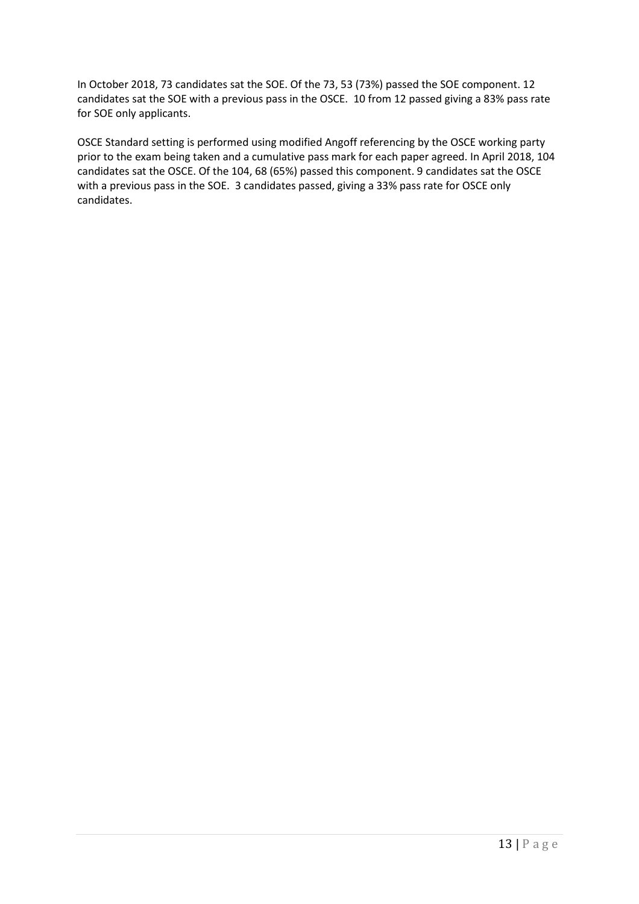In October 2018, 73 candidates sat the SOE. Of the 73, 53 (73%) passed the SOE component. 12 candidates sat the SOE with a previous pass in the OSCE. 10 from 12 passed giving a 83% pass rate for SOE only applicants.

OSCE Standard setting is performed using modified Angoff referencing by the OSCE working party prior to the exam being taken and a cumulative pass mark for each paper agreed. In April 2018, 104 candidates sat the OSCE. Of the 104, 68 (65%) passed this component. 9 candidates sat the OSCE with a previous pass in the SOE. 3 candidates passed, giving a 33% pass rate for OSCE only candidates.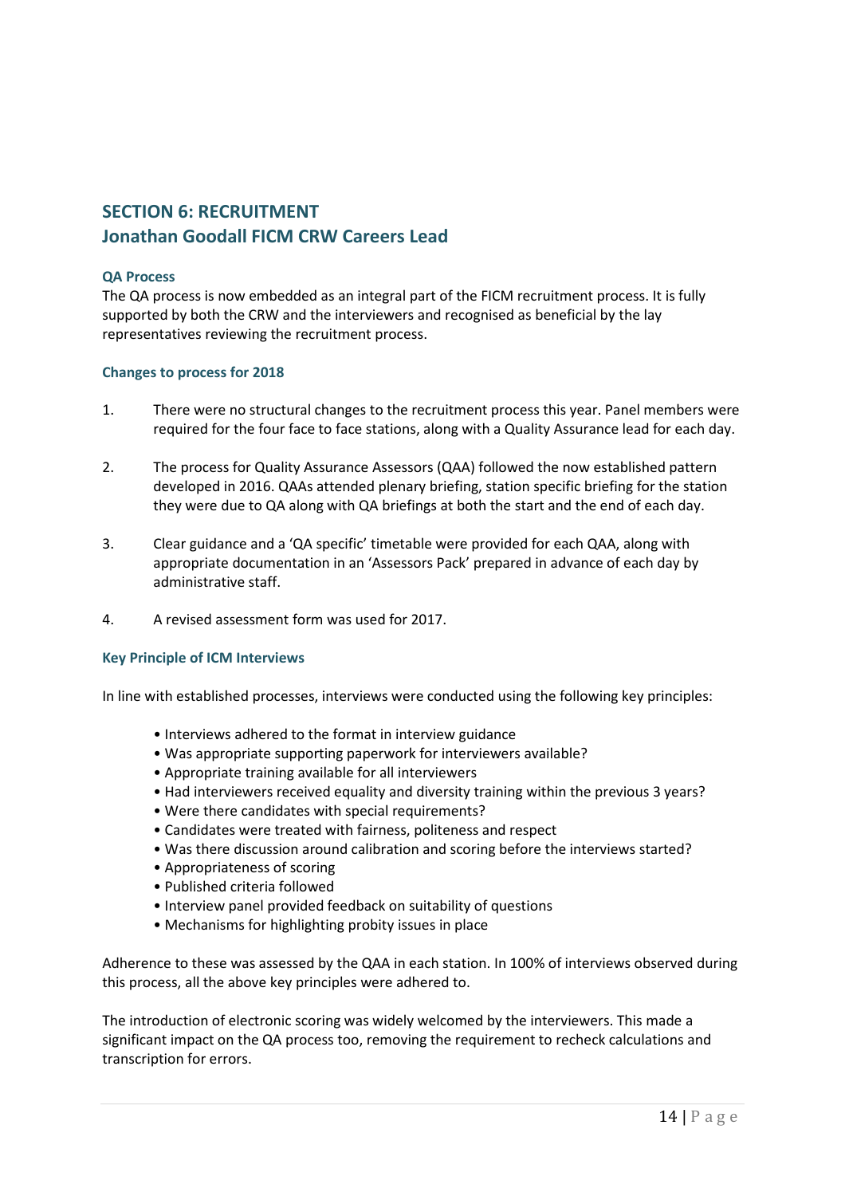## SECTION 6: RECRUITMENT
## Jonathan Goodall FICM CRW Careers Lead

### QA Process

The QA process is now embedded as an integral part of the FICM recruitment process. It is fully supported by both the CRW and the interviewers and recognised as beneficial by the lay representatives reviewing the recruitment process.

### Changes to process for 2018

1. There were no structural changes to the recruitment process this year. Panel members were required for the four face to face stations, along with a Quality Assurance lead for each day.

2. The process for Quality Assurance Assessors (QAA) followed the now established pattern developed in 2016. QAAs attended plenary briefing, station specific briefing for the station they were due to QA along with QA briefings at both the start and the end of each day.

3. Clear guidance and a 'QA specific' timetable were provided for each QAA, along with appropriate documentation in an 'Assessors Pack' prepared in advance of each day by administrative staff.

4. A revised assessment form was used for 2017.

### Key Principle of ICM Interviews

In line with established processes, interviews were conducted using the following key principles:

- Interviews adhered to the format in interview guidance
- Was appropriate supporting paperwork for interviewers available?
- Appropriate training available for all interviewers
- Had interviewers received equality and diversity training within the previous 3 years?
- Were there candidates with special requirements?
- Candidates were treated with fairness, politeness and respect
- Was there discussion around calibration and scoring before the interviews started?
- Appropriateness of scoring
- Published criteria followed
- Interview panel provided feedback on suitability of questions
- Mechanisms for highlighting probity issues in place

Adherence to these was assessed by the QAA in each station. In 100% of interviews observed during this process, all the above key principles were adhered to.

The introduction of electronic scoring was widely welcomed by the interviewers. This made a significant impact on the QA process too, removing the requirement to recheck calculations and transcription for errors.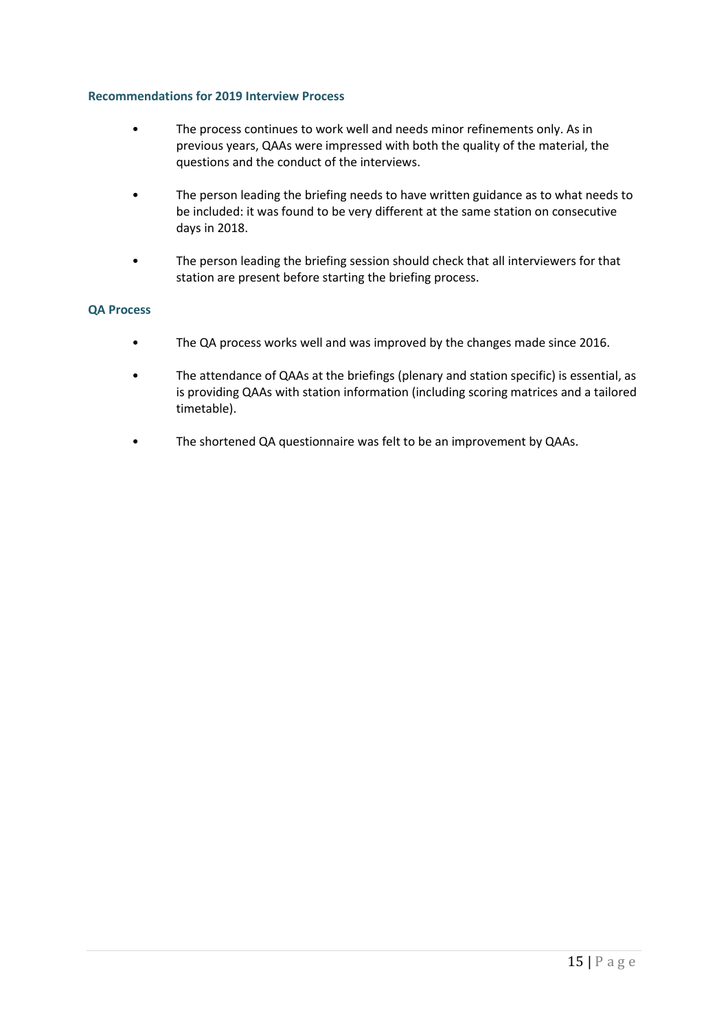### Recommendations for 2019 Interview Process

- The process continues to work well and needs minor refinements only. As in previous years, QAAs were impressed with both the quality of the material, the questions and the conduct of the interviews.
- The person leading the briefing needs to have written guidance as to what needs to be included: it was found to be very different at the same station on consecutive days in 2018.
- The person leading the briefing session should check that all interviewers for that station are present before starting the briefing process.

### QA Process

- The QA process works well and was improved by the changes made since 2016.
- The attendance of QAAs at the briefings (plenary and station specific) is essential, as is providing QAAs with station information (including scoring matrices and a tailored timetable).
- The shortened QA questionnaire was felt to be an improvement by QAAs.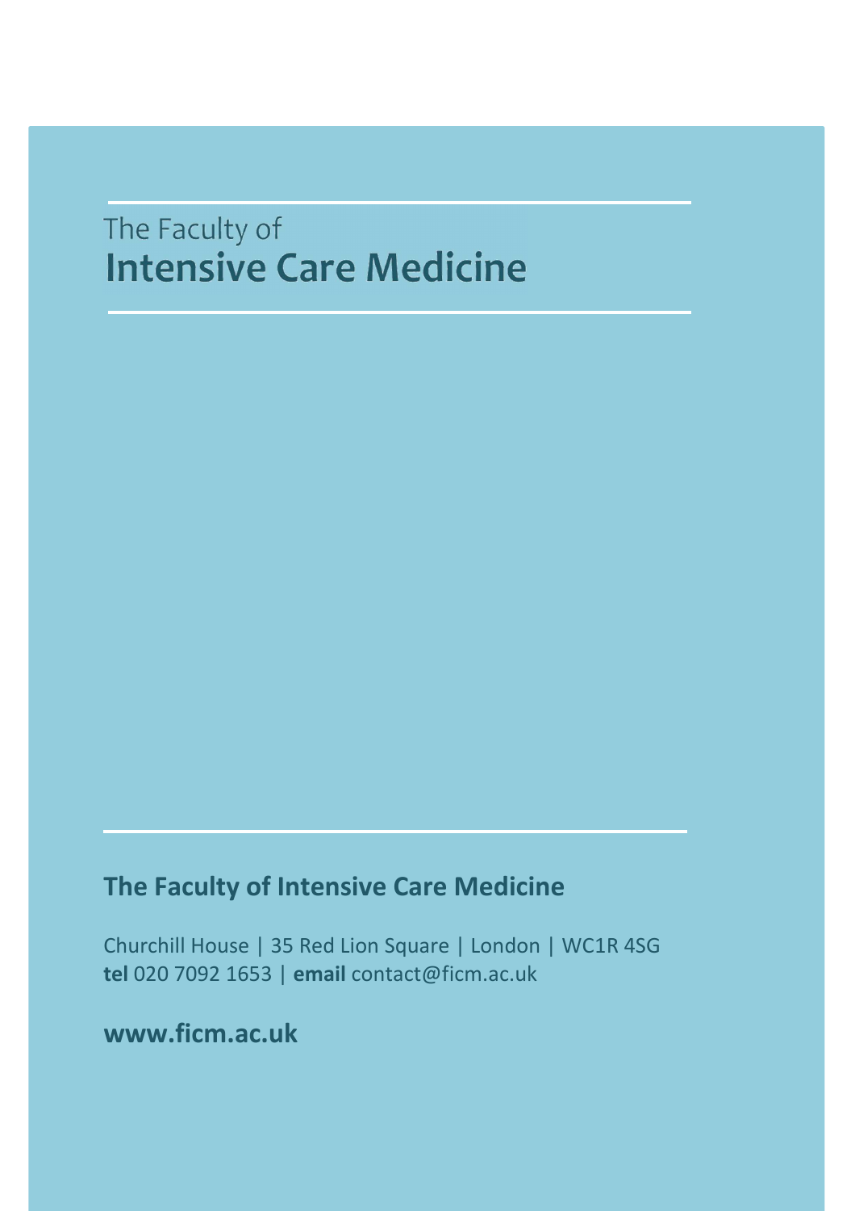The Faculty of
**Intensive Care Medicine**

## The Faculty of Intensive Care Medicine

Churchill House | 35 Red Lion Square | London | WC1R 4SG
**tel** 020 7092 1653 | **email** contact@ficm.ac.uk

**www.ficm.ac.uk**